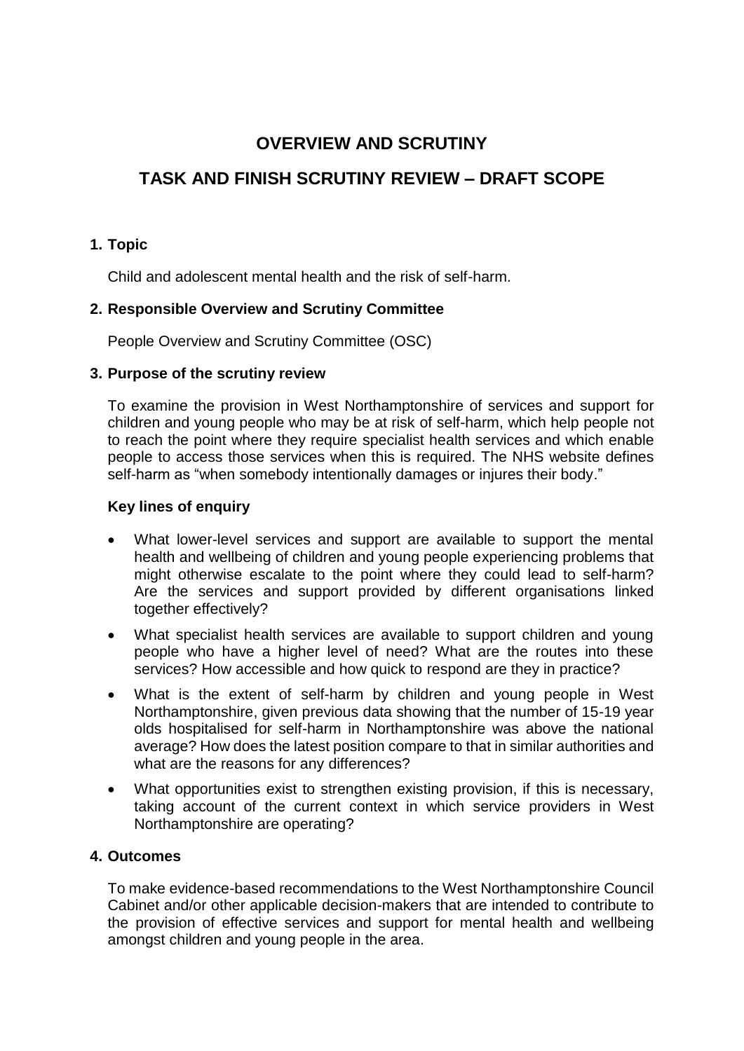# OVERVIEW AND SCRUTINY

# TASK AND FINISH SCRUTINY REVIEW – DRAFT SCOPE

## 1. Topic

Child and adolescent mental health and the risk of self-harm.

## 2. Responsible Overview and Scrutiny Committee

People Overview and Scrutiny Committee (OSC)

## 3. Purpose of the scrutiny review

To examine the provision in West Northamptonshire of services and support for children and young people who may be at risk of self-harm, which help people not to reach the point where they require specialist health services and which enable people to access those services when this is required. The NHS website defines self-harm as "when somebody intentionally damages or injures their body."

### Key lines of enquiry

- What lower-level services and support are available to support the mental health and wellbeing of children and young people experiencing problems that might otherwise escalate to the point where they could lead to self-harm? Are the services and support provided by different organisations linked together effectively?
- What specialist health services are available to support children and young people who have a higher level of need? What are the routes into these services? How accessible and how quick to respond are they in practice?
- What is the extent of self-harm by children and young people in West Northamptonshire, given previous data showing that the number of 15-19 year olds hospitalised for self-harm in Northamptonshire was above the national average? How does the latest position compare to that in similar authorities and what are the reasons for any differences?
- What opportunities exist to strengthen existing provision, if this is necessary, taking account of the current context in which service providers in West Northamptonshire are operating?

## 4. Outcomes

To make evidence-based recommendations to the West Northamptonshire Council Cabinet and/or other applicable decision-makers that are intended to contribute to the provision of effective services and support for mental health and wellbeing amongst children and young people in the area.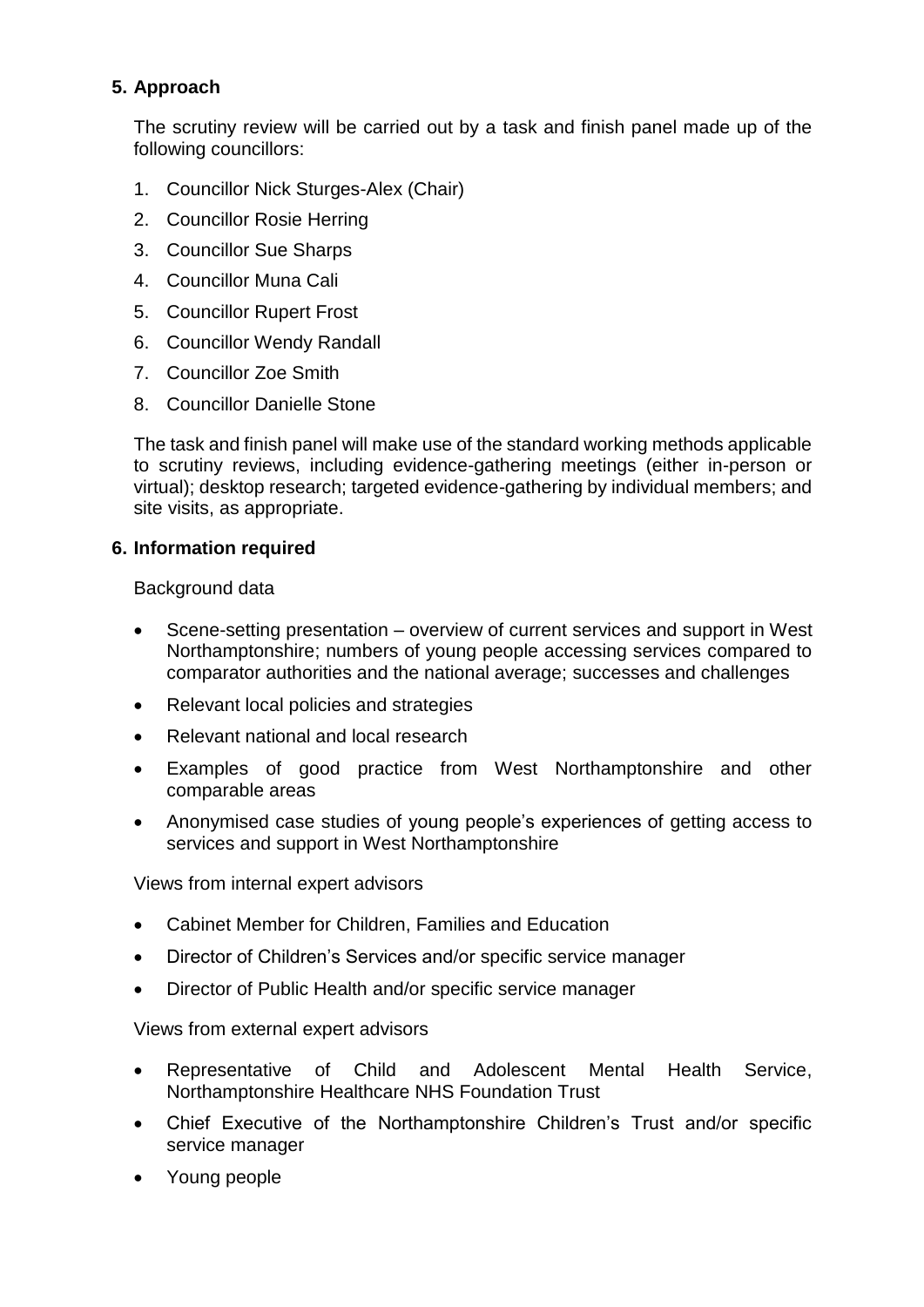## 5. Approach

The scrutiny review will be carried out by a task and finish panel made up of the following councillors:

1. Councillor Nick Sturges-Alex (Chair)
2. Councillor Rosie Herring
3. Councillor Sue Sharps
4. Councillor Muna Cali
5. Councillor Rupert Frost
6. Councillor Wendy Randall
7. Councillor Zoe Smith
8. Councillor Danielle Stone

The task and finish panel will make use of the standard working methods applicable to scrutiny reviews, including evidence-gathering meetings (either in-person or virtual); desktop research; targeted evidence-gathering by individual members; and site visits, as appropriate.

## 6. Information required

Background data

- Scene-setting presentation – overview of current services and support in West Northamptonshire; numbers of young people accessing services compared to comparator authorities and the national average; successes and challenges
- Relevant local policies and strategies
- Relevant national and local research
- Examples of good practice from West Northamptonshire and other comparable areas
- Anonymised case studies of young people's experiences of getting access to services and support in West Northamptonshire

Views from internal expert advisors

- Cabinet Member for Children, Families and Education
- Director of Children's Services and/or specific service manager
- Director of Public Health and/or specific service manager

Views from external expert advisors

- Representative of Child and Adolescent Mental Health Service, Northamptonshire Healthcare NHS Foundation Trust
- Chief Executive of the Northamptonshire Children's Trust and/or specific service manager
- Young people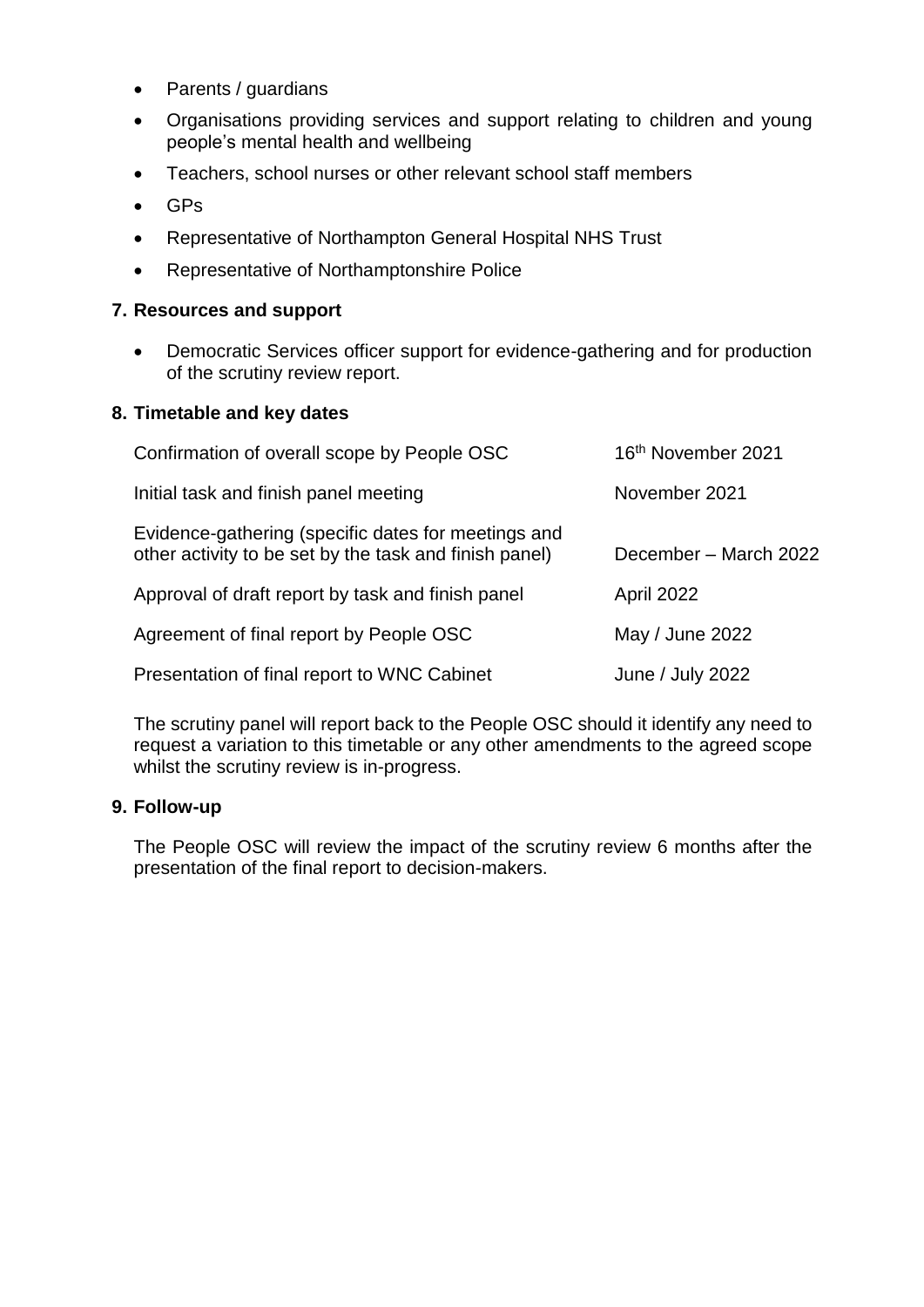- Parents / guardians
- Organisations providing services and support relating to children and young people's mental health and wellbeing
- Teachers, school nurses or other relevant school staff members
- GPs
- Representative of Northampton General Hospital NHS Trust
- Representative of Northamptonshire Police

## 7. Resources and support

- Democratic Services officer support for evidence-gathering and for production of the scrutiny review report.

## 8. Timetable and key dates

| | |
|---|---|
| Confirmation of overall scope by People OSC | 16th November 2021 |
| Initial task and finish panel meeting | November 2021 |
| Evidence-gathering (specific dates for meetings and other activity to be set by the task and finish panel) | December – March 2022 |
| Approval of draft report by task and finish panel | April 2022 |
| Agreement of final report by People OSC | May / June 2022 |
| Presentation of final report to WNC Cabinet | June / July 2022 |

The scrutiny panel will report back to the People OSC should it identify any need to request a variation to this timetable or any other amendments to the agreed scope whilst the scrutiny review is in-progress.

## 9. Follow-up

The People OSC will review the impact of the scrutiny review 6 months after the presentation of the final report to decision-makers.